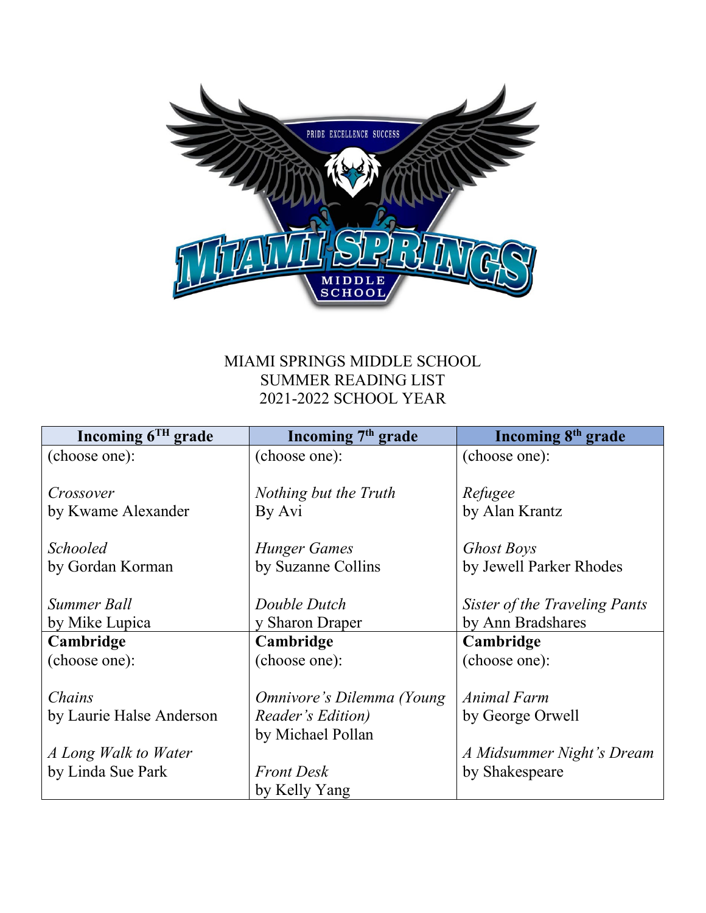MIAMI SPRINGS MIDDLE SCHOOL
SUMMER READING LIST
2021-2022 SCHOOL YEAR

| Incoming 6TH grade | Incoming 7th grade | Incoming 8th grade |
|---|---|---|
| (choose one):<br><br>*Crossover*<br>by Kwame Alexander<br><br>*Schooled*<br>by Gordan Korman<br><br>*Summer Ball*<br>by Mike Lupica | (choose one):<br><br>*Nothing but the Truth*<br>By Avi<br><br>*Hunger Games*<br>by Suzanne Collins<br><br>*Double Dutch*<br>y Sharon Draper | (choose one):<br><br>*Refugee*<br>by Alan Krantz<br><br>*Ghost Boys*<br>by Jewell Parker Rhodes<br><br>*Sister of the Traveling Pants*<br>by Ann Bradshares |
| **Cambridge**<br>(choose one):<br><br>*Chains*<br>by Laurie Halse Anderson<br><br>*A Long Walk to Water*<br>by Linda Sue Park | **Cambridge**<br>(choose one):<br><br>*Omnivore's Dilemma (Young Reader's Edition)*<br>by Michael Pollan<br><br>*Front Desk*<br>by Kelly Yang | **Cambridge**<br>(choose one):<br><br>*Animal Farm*<br>by George Orwell<br><br>*A Midsummer Night's Dream*<br>by Shakespeare |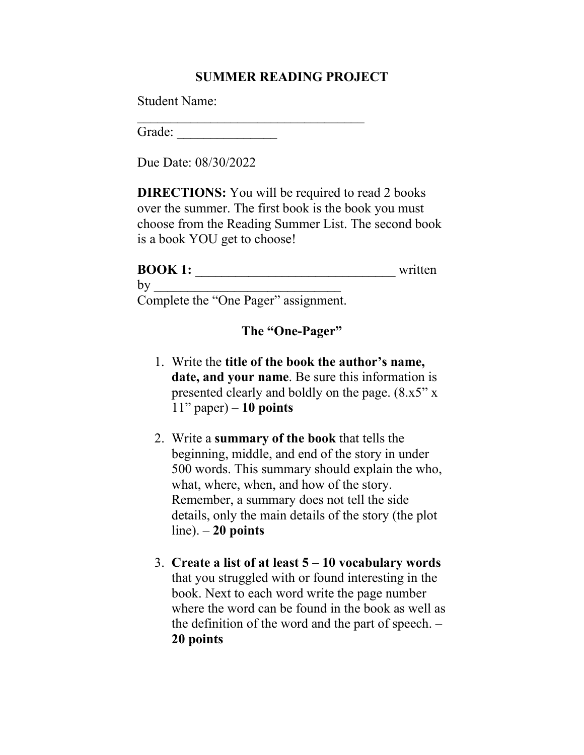# SUMMER READING PROJECT

Student Name: ___________________________________

Grade: _______________

Due Date: 08/30/2022

**DIRECTIONS:** You will be required to read 2 books over the summer. The first book is the book you must choose from the Reading Summer List. The second book is a book YOU get to choose!

**BOOK 1:** ______________________________ written by ____________________________

Complete the "One Pager" assignment.

## The "One-Pager"

1. Write the **title of the book the author's name, date, and your name**. Be sure this information is presented clearly and boldly on the page. (8.x5" x 11" paper) – **10 points**

2. Write a **summary of the book** that tells the beginning, middle, and end of the story in under 500 words. This summary should explain the who, what, where, when, and how of the story. Remember, a summary does not tell the side details, only the main details of the story (the plot line). – **20 points**

3. **Create a list of at least 5 – 10 vocabulary words** that you struggled with or found interesting in the book. Next to each word write the page number where the word can be found in the book as well as the definition of the word and the part of speech. – **20 points**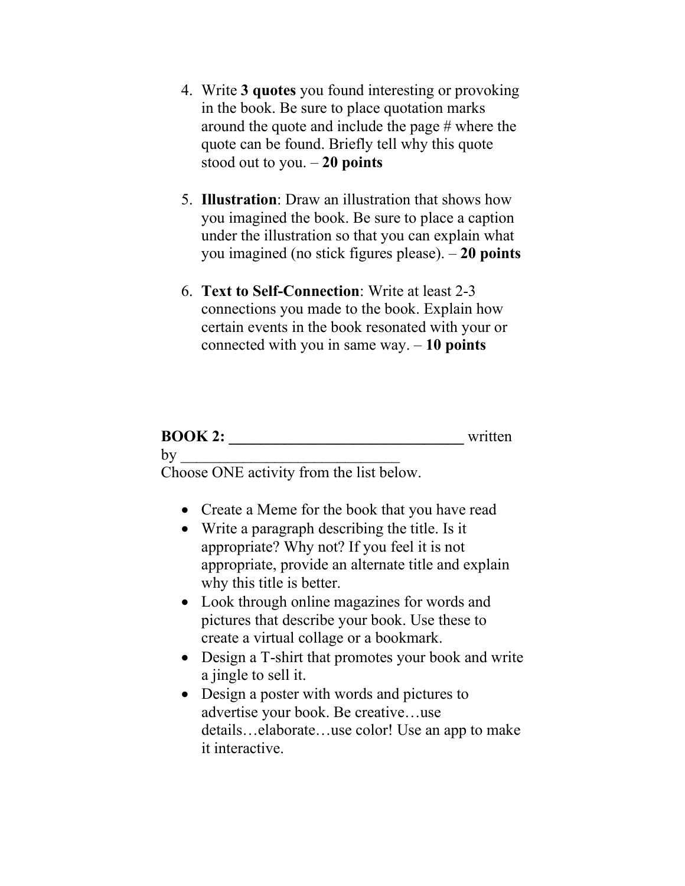4. Write **3 quotes** you found interesting or provoking in the book. Be sure to place quotation marks around the quote and include the page # where the quote can be found. Briefly tell why this quote stood out to you. – **20 points**

5. **Illustration**: Draw an illustration that shows how you imagined the book. Be sure to place a caption under the illustration so that you can explain what you imagined (no stick figures please). – **20 points**

6. **Text to Self-Connection**: Write at least 2-3 connections you made to the book. Explain how certain events in the book resonated with your or connected with you in same way. – **10 points**

**BOOK 2: ______________________________** written by ____________________________

Choose ONE activity from the list below.

- Create a Meme for the book that you have read
- Write a paragraph describing the title. Is it appropriate? Why not? If you feel it is not appropriate, provide an alternate title and explain why this title is better.
- Look through online magazines for words and pictures that describe your book. Use these to create a virtual collage or a bookmark.
- Design a T-shirt that promotes your book and write a jingle to sell it.
- Design a poster with words and pictures to advertise your book. Be creative…use details…elaborate…use color! Use an app to make it interactive.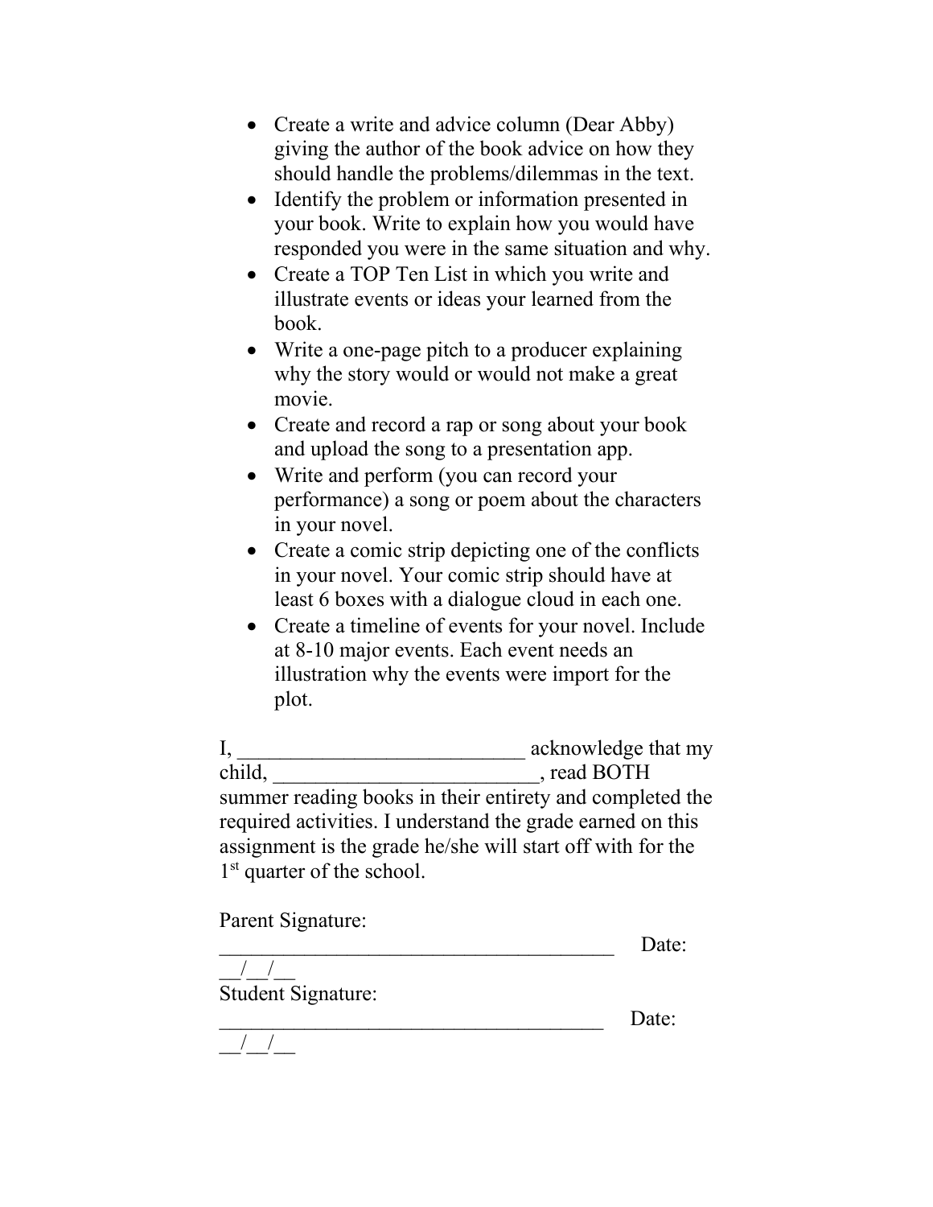- Create a write and advice column (Dear Abby) giving the author of the book advice on how they should handle the problems/dilemmas in the text.
- Identify the problem or information presented in your book. Write to explain how you would have responded you were in the same situation and why.
- Create a TOP Ten List in which you write and illustrate events or ideas your learned from the book.
- Write a one-page pitch to a producer explaining why the story would or would not make a great movie.
- Create and record a rap or song about your book and upload the song to a presentation app.
- Write and perform (you can record your performance) a song or poem about the characters in your novel.
- Create a comic strip depicting one of the conflicts in your novel. Your comic strip should have at least 6 boxes with a dialogue cloud in each one.
- Create a timeline of events for your novel. Include at 8-10 major events. Each event needs an illustration why the events were import for the plot.

I, ___________________________ acknowledge that my child, _________________________, read BOTH summer reading books in their entirety and completed the required activities. I understand the grade earned on this assignment is the grade he/she will start off with for the 1st quarter of the school.

Parent Signature: _____________________________________ Date: __/__/__

Student Signature: ____________________________________ Date: __/__/__